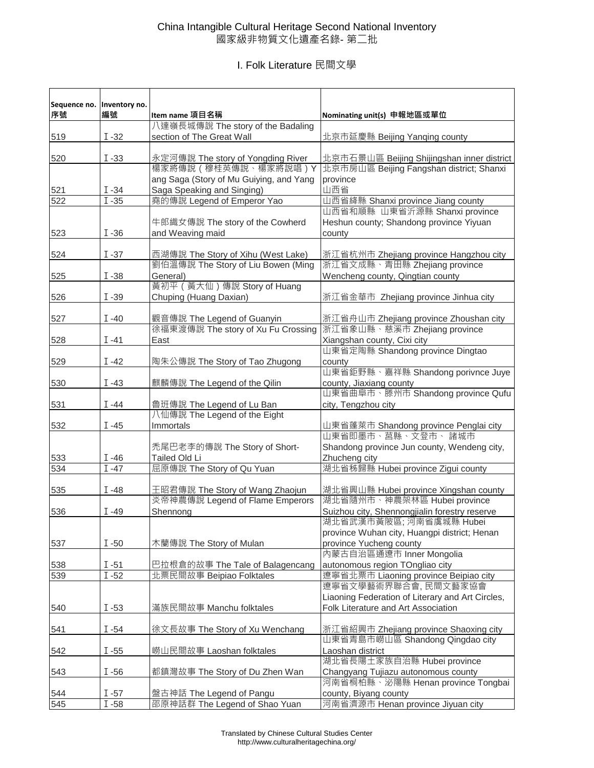# China Intangible Cultural Heritage Second National Inventory
# 國家級非物質文化遺產名錄- 第二批

## I. Folk Literature 民間文學

| Sequence no. 序號 | Inventory no. 編號 | Item name 項目名稱 | Nominating unit(s) 申報地區或單位 |
|---|---|---|---|
| 519 | Ⅰ-32 | 八達嶺長城傳說 The story of the Badaling section of The Great Wall | 北京市延慶縣 Beijing Yanqing county |
| 520 | Ⅰ-33 | 永定河傳說 The story of Yongding River | 北京市石景山區 Beijing Shijingshan inner district |
| 521 | Ⅰ-34 | 楊家將傳說（穆桂英傳說、楊家將說唱）Yang Saga (Story of Mu Guiying, and Yang Saga Speaking and Singing) | 北京市房山區 Beijing Fangshan district; Shanxi province 山西省 |
| 522 | Ⅰ-35 | 堯的傳說 Legend of Emperor Yao | 山西省絳縣 Shanxi province Jiang county |
| 523 | Ⅰ-36 | 牛郎織女傳說 The story of the Cowherd and Weaving maid | 山西省和順縣 山東省沂源縣 Shanxi province Heshun county; Shandong province Yiyuan county |
| 524 | Ⅰ-37 | 西湖傳說 The Story of Xihu (West Lake) | 浙江省杭州市 Zhejiang province Hangzhou city |
| 525 | Ⅰ-38 | 劉伯溫傳說 The Story of Liu Bowen (Ming General) | 浙江省文成縣、青田縣 Zhejiang province Wencheng county, Qingtian county |
| 526 | Ⅰ-39 | 黃初平（黃大仙）傳說 Story of Huang Chuping (Huang Daxian) | 浙江省金華市 Zhejiang province Jinhua city |
| 527 | Ⅰ-40 | 觀音傳說 The Legend of Guanyin | 浙江省舟山市 Zhejiang province Zhoushan city |
| 528 | Ⅰ-41 | 徐福東渡傳說 The story of Xu Fu Crossing East | 浙江省象山縣、慈溪市 Zhejiang province Xiangshan county, Cixi city |
| 529 | Ⅰ-42 | 陶朱公傳說 The Story of Tao Zhugong | 山東省定陶縣 Shandong province Dingtao county |
| 530 | Ⅰ-43 | 麒麟傳說 The Legend of the Qilin | 山東省鉅野縣、嘉祥縣 Shandong porivnce Juye county, Jiaxiang county |
| 531 | Ⅰ-44 | 魯班傳說 The Legend of Lu Ban | 山東省曲阜市、滕州市 Shandong province Qufu city, Tengzhou city |
| 532 | Ⅰ-45 | 八仙傳說 The Legend of the Eight Immortals | 山東省蓬萊市 Shandong province Penglai city |
| 533 | Ⅰ-46 | 禿尾巴老李的傳說 The Story of Short-Tailed Old Li | 山東省即墨市、莒縣、文登市、 諸城市 Shandong province Jun county, Wendeng city, Zhucheng city |
| 534 | Ⅰ-47 | 屈原傳說 The Story of Qu Yuan | 湖北省秭歸縣 Hubei province Zigui county |
| 535 | Ⅰ-48 | 王昭君傳說 The Story of Wang Zhaojun | 湖北省興山縣 Hubei province Xingshan county |
| 536 | Ⅰ-49 | 炎帝神農傳說 Legend of Flame Emperors Shennong | 湖北省隨州市、神農架林區 Hubei province Suizhou city, Shennongjialin forestry reserve |
| 537 | Ⅰ-50 | 木蘭傳說 The Story of Mulan | 湖北省武漢市黃陂區; 河南省虞城縣 Hubei province Wuhan city, Huangpi district; Henan province Yucheng county |
| 538 | Ⅰ-51 | 巴拉根倉的故事 The Tale of Balagencang | 內蒙古自治區通遼市 Inner Mongolia autonomous region TOngliao city |
| 539 | Ⅰ-52 | 北票民間故事 Beipiao Folktales | 遼寧省北票市 Liaoning province Beipiao city |
| 540 | Ⅰ-53 | 滿族民間故事 Manchu folktales | 遼寧省文學藝術界聯合會, 民間文藝家協會 Liaoning Federation of Literary and Art Circles, Folk Literature and Art Association |
| 541 | Ⅰ-54 | 徐文長故事 The Story of Xu Wenchang | 浙江省紹興市 Zhejiang province Shaoxing city |
| 542 | Ⅰ-55 | 嶗山民間故事 Laoshan folktales | 山東省青島市嶗山區 Shandong Qingdao city Laoshan district |
| 543 | Ⅰ-56 | 都鎮灣故事 The Story of Du Zhen Wan | 湖北省長陽土家族自治縣 Hubei province Changyang Tujiazu autonomous county |
| 544 | Ⅰ-57 | 盤古神話 The Legend of Pangu | 河南省桐柏縣、泌陽縣 Henan province Tongbai county, Biyang county |
| 545 | Ⅰ-58 | 邵原神話群 The Legend of Shao Yuan | 河南省濟源市 Henan province Jiyuan city |

Translated by Chinese Cultural Studies Center
http://www.culturalheritagechina.org/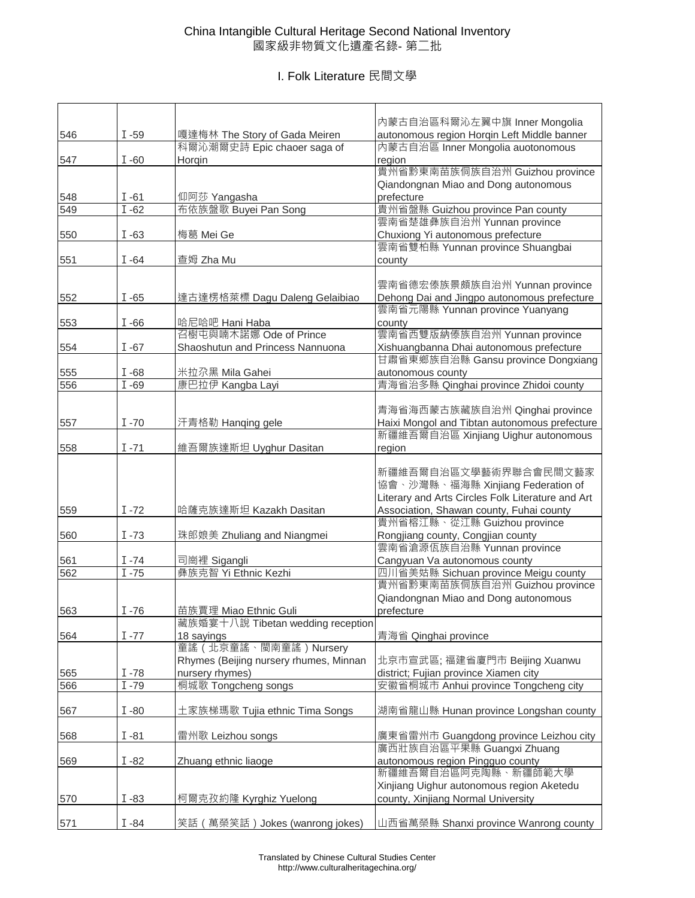# China Intangible Cultural Heritage Second National Inventory
# 國家級非物質文化遺產名錄- 第二批

## I. Folk Literature 民間文學

| | | | |
|---|---|---|---|
| 546 | Ⅰ-59 | 嘎達梅林 The Story of Gada Meiren | 內蒙古自治區科爾沁左翼中旗 Inner Mongolia autonomous region Horqin Left Middle banner |
| 547 | Ⅰ-60 | 科爾沁潮爾史詩 Epic chaoer saga of Horqin | 內蒙古自治區 Inner Mongolia auotonomous region |
| 548 | Ⅰ-61 | 仰阿莎 Yangasha | 貴州省黔東南苗族侗族自治州 Guizhou province Qiandongnan Miao and Dong autonomous prefecture |
| 549 | Ⅰ-62 | 布依族盤歌 Buyei Pan Song | 貴州省盤縣 Guizhou province Pan county |
| 550 | Ⅰ-63 | 梅葛 Mei Ge | 雲南省楚雄彝族自治州 Yunnan province Chuxiong Yi autonomous prefecture |
| 551 | Ⅰ-64 | 查姆 Zha Mu | 雲南省雙柏縣 Yunnan province Shuangbai county |
| 552 | Ⅰ-65 | 達古達楞格萊標 Dagu Daleng Gelaibiao | 雲南省德宏傣族景頗族自治州 Yunnan province Dehong Dai and Jingpo autonomous prefecture |
| 553 | Ⅰ-66 | 哈尼哈吧 Hani Haba | 雲南省元陽縣 Yunnan province Yuanyang county |
| 554 | Ⅰ-67 | 召樹屯與喃木諾娜 Ode of Prince Shaoshutun and Princess Nannuona | 雲南省西雙版納傣族自治州 Yunnan province Xishuangbanna Dhai autonomous prefecture |
| 555 | Ⅰ-68 | 米拉尕黑 Mila Gahei | 甘肅省東鄉族自治縣 Gansu province Dongxiang autonomous county |
| 556 | Ⅰ-69 | 康巴拉伊 Kangba Layi | 青海省治多縣 Qinghai province Zhidoi county |
| 557 | Ⅰ-70 | 汗青格勒 Hanqing gele | 青海省海西蒙古族藏族自治州 Qinghai province Haixi Mongol and Tibtan autonomous prefecture |
| 558 | Ⅰ-71 | 維吾爾族達斯坦 Uyghur Dasitan | 新疆維吾爾自治區 Xinjiang Uighur autonomous region |
| 559 | Ⅰ-72 | 哈薩克族達斯坦 Kazakh Dasitan | 新疆維吾爾自治區文學藝術界聯合會民間文藝家協會、沙灣縣、福海縣 Xinjiang Federation of Literary and Arts Circles Folk Literature and Art Association, Shawan county, Fuhai county |
| 560 | Ⅰ-73 | 珠郎娘美 Zhuliang and Niangmei | 貴州省榕江縣、從江縣 Guizhou province Rongjiang county, Congjian county |
| 561 | Ⅰ-74 | 司崗裡 Sigangli | 雲南省滄源佤族自治縣 Yunnan province Cangyuan Va autonomous county |
| 562 | Ⅰ-75 | 彝族克智 Yi Ethnic Kezhi | 四川省美姑縣 Sichuan province Meigu county |
| 563 | Ⅰ-76 | 苗族賈理 Miao Ethnic Guli | 貴州省黔東南苗族侗族自治州 Guizhou province Qiandongnan Miao and Dong autonomous prefecture |
| 564 | Ⅰ-77 | 藏族婚宴十八說 Tibetan wedding reception 18 sayings | 青海省 Qinghai province |
| 565 | Ⅰ-78 | 童謠（北京童謠、閩南童謠）Nursery Rhymes (Beijing nursery rhumes, Minnan nursery rhymes) | 北京市宣武區; 福建省廈門市 Beijing Xuanwu district; Fujian province Xiamen city |
| 566 | Ⅰ-79 | 桐城歌 Tongcheng songs | 安徽省桐城市 Anhui province Tongcheng city |
| 567 | Ⅰ-80 | 土家族梯瑪歌 Tujia ethnic Tima Songs | 湖南省龍山縣 Hunan province Longshan county |
| 568 | Ⅰ-81 | 雷州歌 Leizhou songs | 廣東省雷州市 Guangdong province Leizhou city |
| 569 | Ⅰ-82 | Zhuang ethnic liaoge | 廣西壯族自治區平果縣 Guangxi Zhuang autonomous region Pingguo county |
| 570 | Ⅰ-83 | 柯爾克孜約隆 Kyrghiz Yuelong | 新疆維吾爾自治區阿克陶縣、新疆師範大學 Xinjiang Uighur autonomous region Aketedu county, Xinjiang Normal University |
| 571 | Ⅰ-84 | 笑話（萬榮笑話）Jokes (wanrong jokes) | 山西省萬榮縣 Shanxi province Wanrong county |

Translated by Chinese Cultural Studies Center
http://www.culturalheritagechina.org/